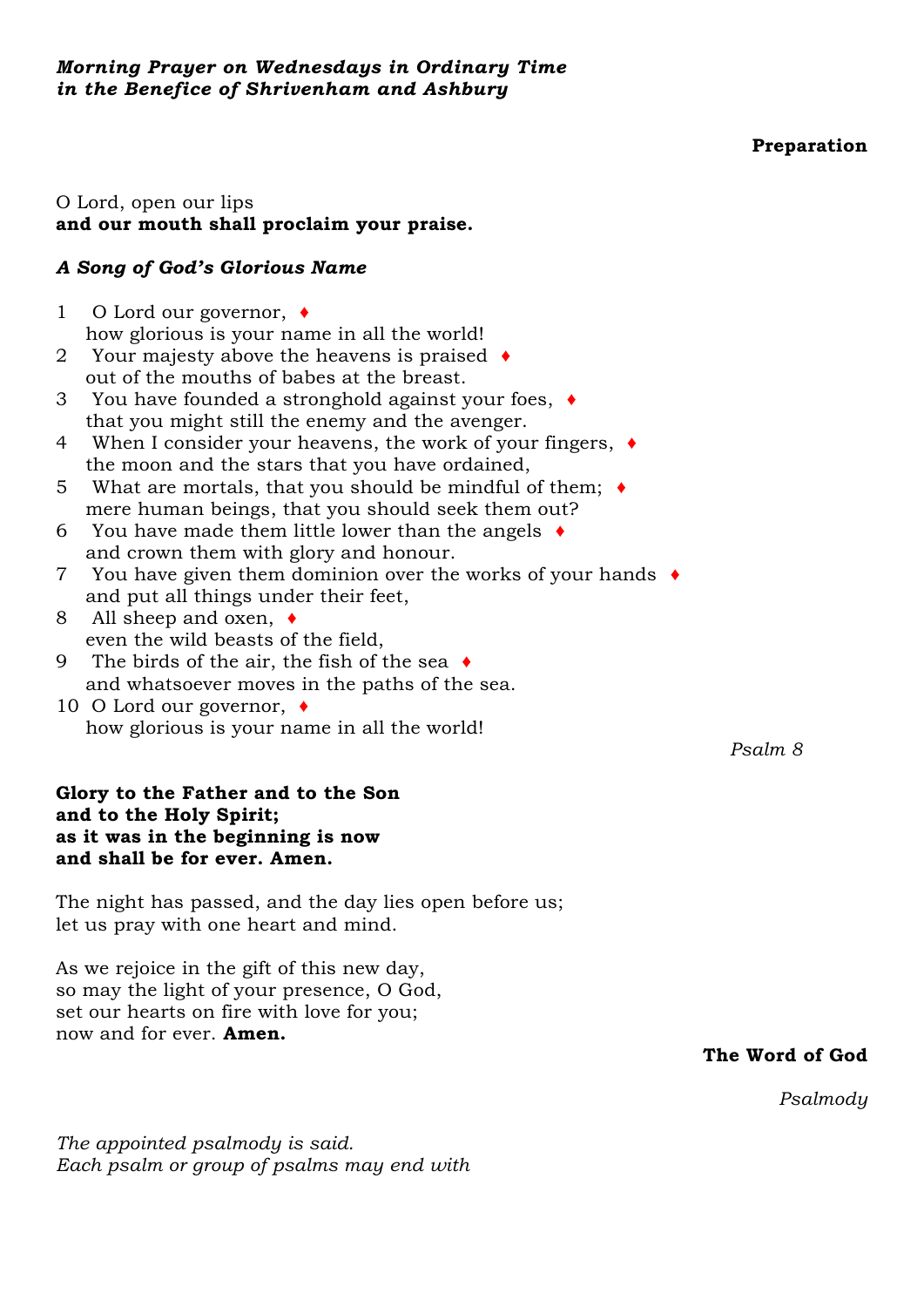***Morning Prayer on Wednesdays in Ordinary Time***
***in the Benefice of Shrivenham and Ashbury***

**Preparation**

O Lord, open our lips
**and our mouth shall proclaim your praise.**

***A Song of God's Glorious Name***

1 O Lord our governor, ♦
how glorious is your name in all the world!
2 Your majesty above the heavens is praised ♦
out of the mouths of babes at the breast.
3 You have founded a stronghold against your foes, ♦
that you might still the enemy and the avenger.
4 When I consider your heavens, the work of your fingers, ♦
the moon and the stars that you have ordained,
5 What are mortals, that you should be mindful of them; ♦
mere human beings, that you should seek them out?
6 You have made them little lower than the angels ♦
and crown them with glory and honour.
7 You have given them dominion over the works of your hands ♦
and put all things under their feet,
8 All sheep and oxen, ♦
even the wild beasts of the field,
9 The birds of the air, the fish of the sea ♦
and whatsoever moves in the paths of the sea.
10 O Lord our governor, ♦
how glorious is your name in all the world!

*Psalm 8*

**Glory to the Father and to the Son**
**and to the Holy Spirit;**
**as it was in the beginning is now**
**and shall be for ever. Amen.**

The night has passed, and the day lies open before us;
let us pray with one heart and mind.

As we rejoice in the gift of this new day,
so may the light of your presence, O God,
set our hearts on fire with love for you;
now and for ever. **Amen.**

**The Word of God**

*Psalmody*

*The appointed psalmody is said.*
*Each psalm or group of psalms may end with*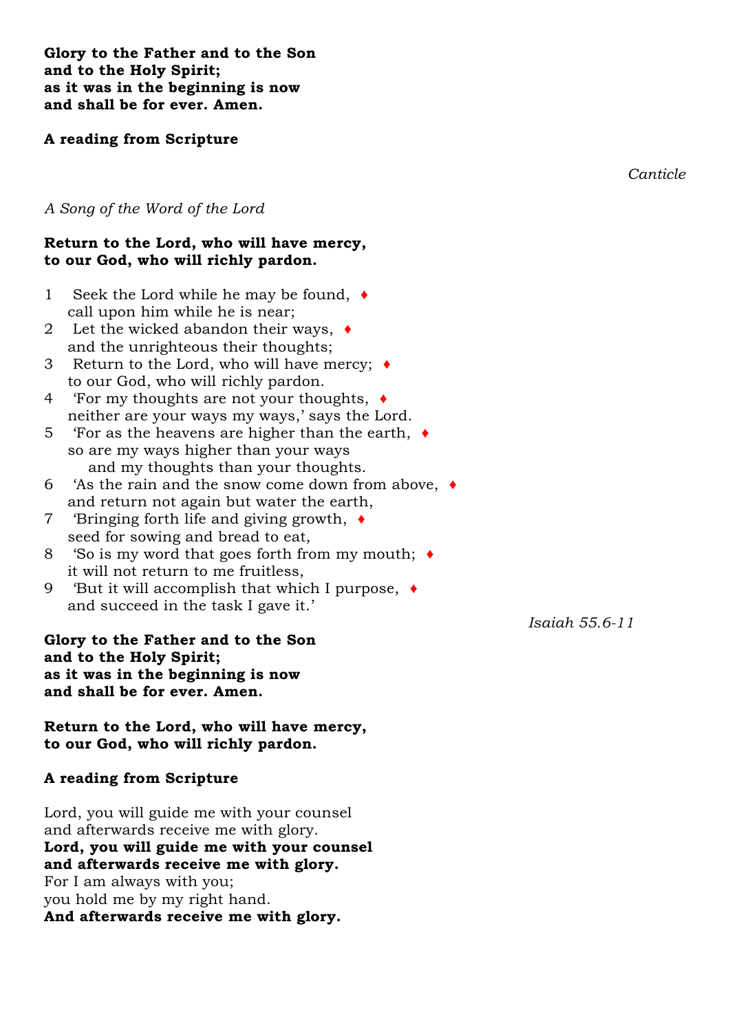**Glory to the Father and to the Son**
**and to the Holy Spirit;**
**as it was in the beginning is now**
**and shall be for ever. Amen.**

**A reading from Scripture**

*Canticle*

*A Song of the Word of the Lord*

**Return to the Lord, who will have mercy,**
**to our God, who will richly pardon.**

1 Seek the Lord while he may be found, ♦
call upon him while he is near;
2 Let the wicked abandon their ways, ♦
and the unrighteous their thoughts;
3 Return to the Lord, who will have mercy; ♦
to our God, who will richly pardon.
4 'For my thoughts are not your thoughts, ♦
neither are your ways my ways,' says the Lord.
5 'For as the heavens are higher than the earth, ♦
so are my ways higher than your ways
and my thoughts than your thoughts.
6 'As the rain and the snow come down from above, ♦
and return not again but water the earth,
7 'Bringing forth life and giving growth, ♦
seed for sowing and bread to eat,
8 'So is my word that goes forth from my mouth; ♦
it will not return to me fruitless,
9 'But it will accomplish that which I purpose, ♦
and succeed in the task I gave it.'

*Isaiah 55.6-11*

**Glory to the Father and to the Son**
**and to the Holy Spirit;**
**as it was in the beginning is now**
**and shall be for ever. Amen.**

**Return to the Lord, who will have mercy,**
**to our God, who will richly pardon.**

**A reading from Scripture**

Lord, you will guide me with your counsel
and afterwards receive me with glory.
**Lord, you will guide me with your counsel**
**and afterwards receive me with glory.**
For I am always with you;
you hold me by my right hand.
**And afterwards receive me with glory.**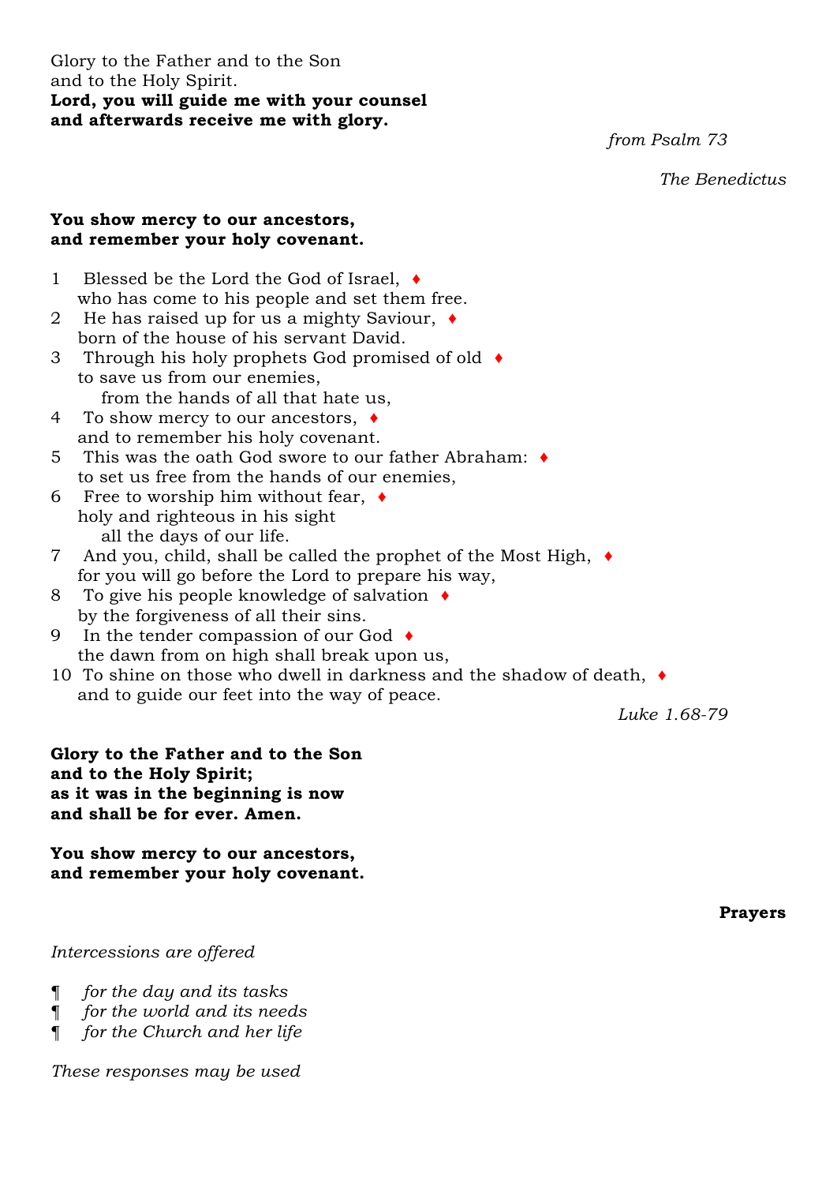Glory to the Father and to the Son
and to the Holy Spirit.
**Lord, you will guide me with your counsel**
**and afterwards receive me with glory.**

*from Psalm 73*

*The Benedictus*

**You show mercy to our ancestors,**
**and remember your holy covenant.**

1 Blessed be the Lord the God of Israel, ♦
who has come to his people and set them free.
2 He has raised up for us a mighty Saviour, ♦
born of the house of his servant David.
3 Through his holy prophets God promised of old ♦
to save us from our enemies,
from the hands of all that hate us,
4 To show mercy to our ancestors, ♦
and to remember his holy covenant.
5 This was the oath God swore to our father Abraham: ♦
to set us free from the hands of our enemies,
6 Free to worship him without fear, ♦
holy and righteous in his sight
all the days of our life.
7 And you, child, shall be called the prophet of the Most High, ♦
for you will go before the Lord to prepare his way,
8 To give his people knowledge of salvation ♦
by the forgiveness of all their sins.
9 In the tender compassion of our God ♦
the dawn from on high shall break upon us,
10 To shine on those who dwell in darkness and the shadow of death, ♦
and to guide our feet into the way of peace.

*Luke 1.68-79*

**Glory to the Father and to the Son**
**and to the Holy Spirit;**
**as it was in the beginning is now**
**and shall be for ever. Amen.**

**You show mercy to our ancestors,**
**and remember your holy covenant.**

**Prayers**

*Intercessions are offered*

¶ *for the day and its tasks*
¶ *for the world and its needs*
¶ *for the Church and her life*

*These responses may be used*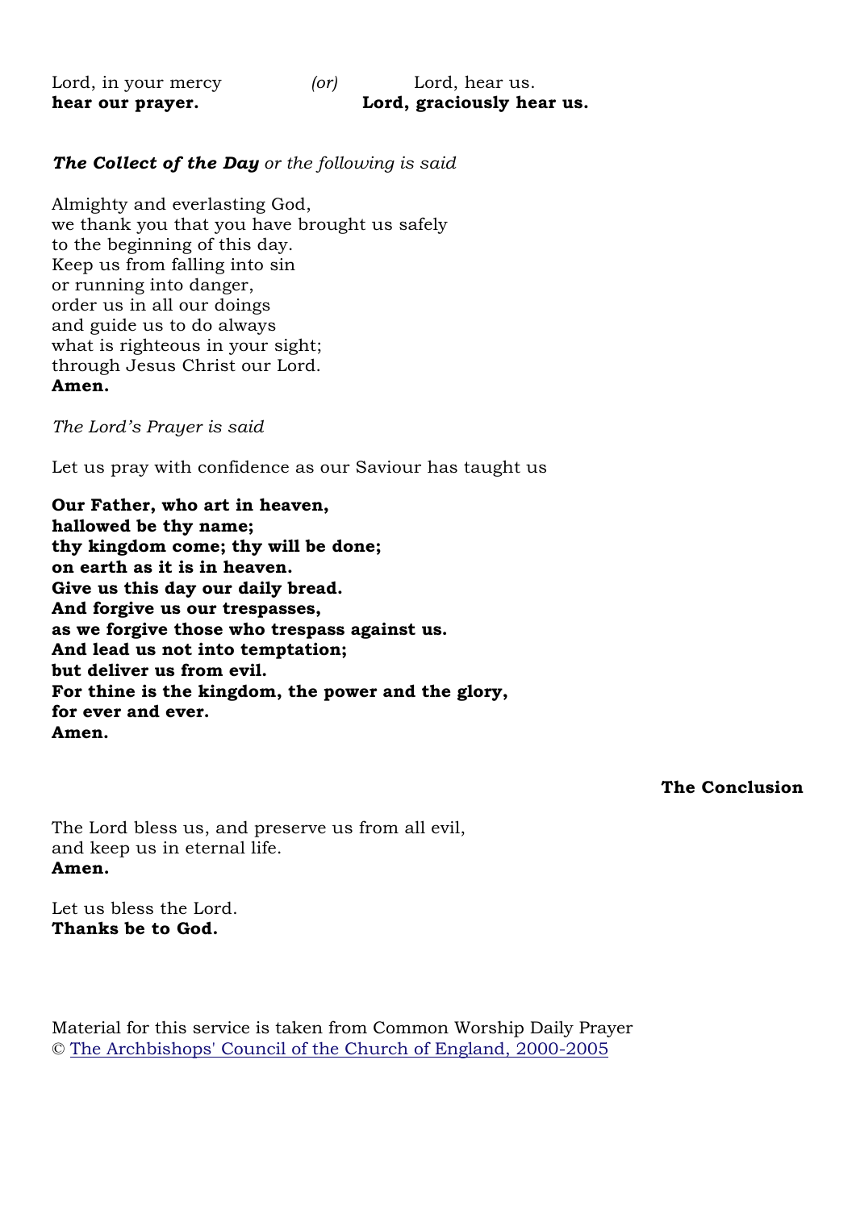Lord, in your mercy *(or)* Lord, hear us.
**hear our prayer.** **Lord, graciously hear us.**

***The Collect of the Day*** *or the following is said*

Almighty and everlasting God,
we thank you that you have brought us safely
to the beginning of this day.
Keep us from falling into sin
or running into danger,
order us in all our doings
and guide us to do always
what is righteous in your sight;
through Jesus Christ our Lord.
**Amen.**

*The Lord's Prayer is said*

Let us pray with confidence as our Saviour has taught us

**Our Father, who art in heaven,**
**hallowed be thy name;**
**thy kingdom come; thy will be done;**
**on earth as it is in heaven.**
**Give us this day our daily bread.**
**And forgive us our trespasses,**
**as we forgive those who trespass against us.**
**And lead us not into temptation;**
**but deliver us from evil.**
**For thine is the kingdom, the power and the glory,**
**for ever and ever.**
**Amen.**

**The Conclusion**

The Lord bless us, and preserve us from all evil,
and keep us in eternal life.
**Amen.**

Let us bless the Lord.
**Thanks be to God.**

Material for this service is taken from Common Worship Daily Prayer
© The Archbishops' Council of the Church of England, 2000-2005